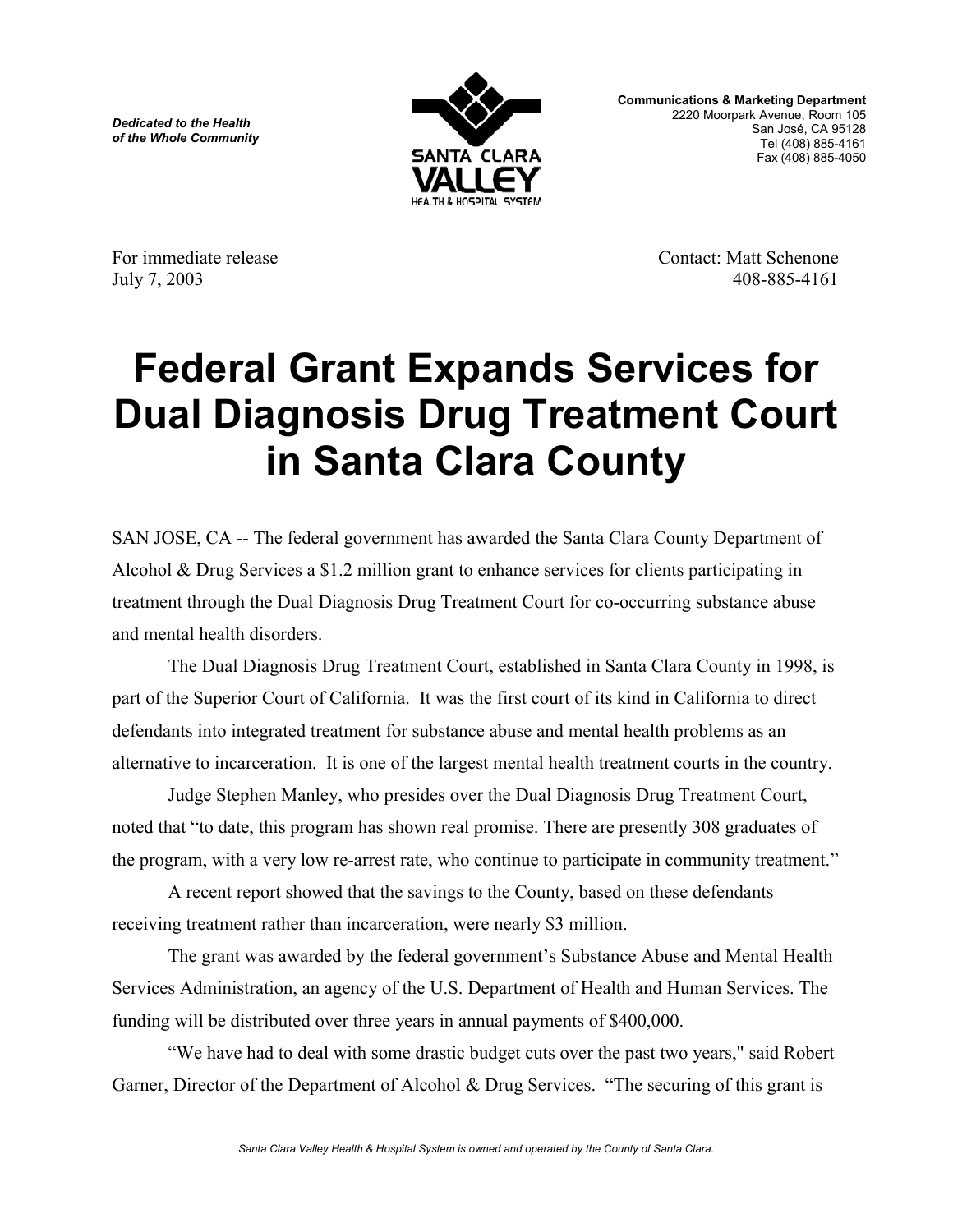*Dedicated to the Health of the Whole Community*

SANTA CLARA VALLEY HEALTH & HOSPITAL SYSTEM

**Communications & Marketing Department**
2220 Moorpark Avenue, Room 105
San José, CA 95128
Tel (408) 885-4161
Fax (408) 885-4050

For immediate release
July 7, 2003

Contact: Matt Schenone
408-885-4161

# Federal Grant Expands Services for Dual Diagnosis Drug Treatment Court in Santa Clara County

SAN JOSE, CA -- The federal government has awarded the Santa Clara County Department of Alcohol & Drug Services a $1.2 million grant to enhance services for clients participating in treatment through the Dual Diagnosis Drug Treatment Court for co-occurring substance abuse and mental health disorders.

The Dual Diagnosis Drug Treatment Court, established in Santa Clara County in 1998, is part of the Superior Court of California. It was the first court of its kind in California to direct defendants into integrated treatment for substance abuse and mental health problems as an alternative to incarceration. It is one of the largest mental health treatment courts in the country.

Judge Stephen Manley, who presides over the Dual Diagnosis Drug Treatment Court, noted that "to date, this program has shown real promise. There are presently 308 graduates of the program, with a very low re-arrest rate, who continue to participate in community treatment."

A recent report showed that the savings to the County, based on these defendants receiving treatment rather than incarceration, were nearly $3 million.

The grant was awarded by the federal government's Substance Abuse and Mental Health Services Administration, an agency of the U.S. Department of Health and Human Services. The funding will be distributed over three years in annual payments of $400,000.

"We have had to deal with some drastic budget cuts over the past two years," said Robert Garner, Director of the Department of Alcohol & Drug Services. "The securing of this grant is

*Santa Clara Valley Health & Hospital System is owned and operated by the County of Santa Clara.*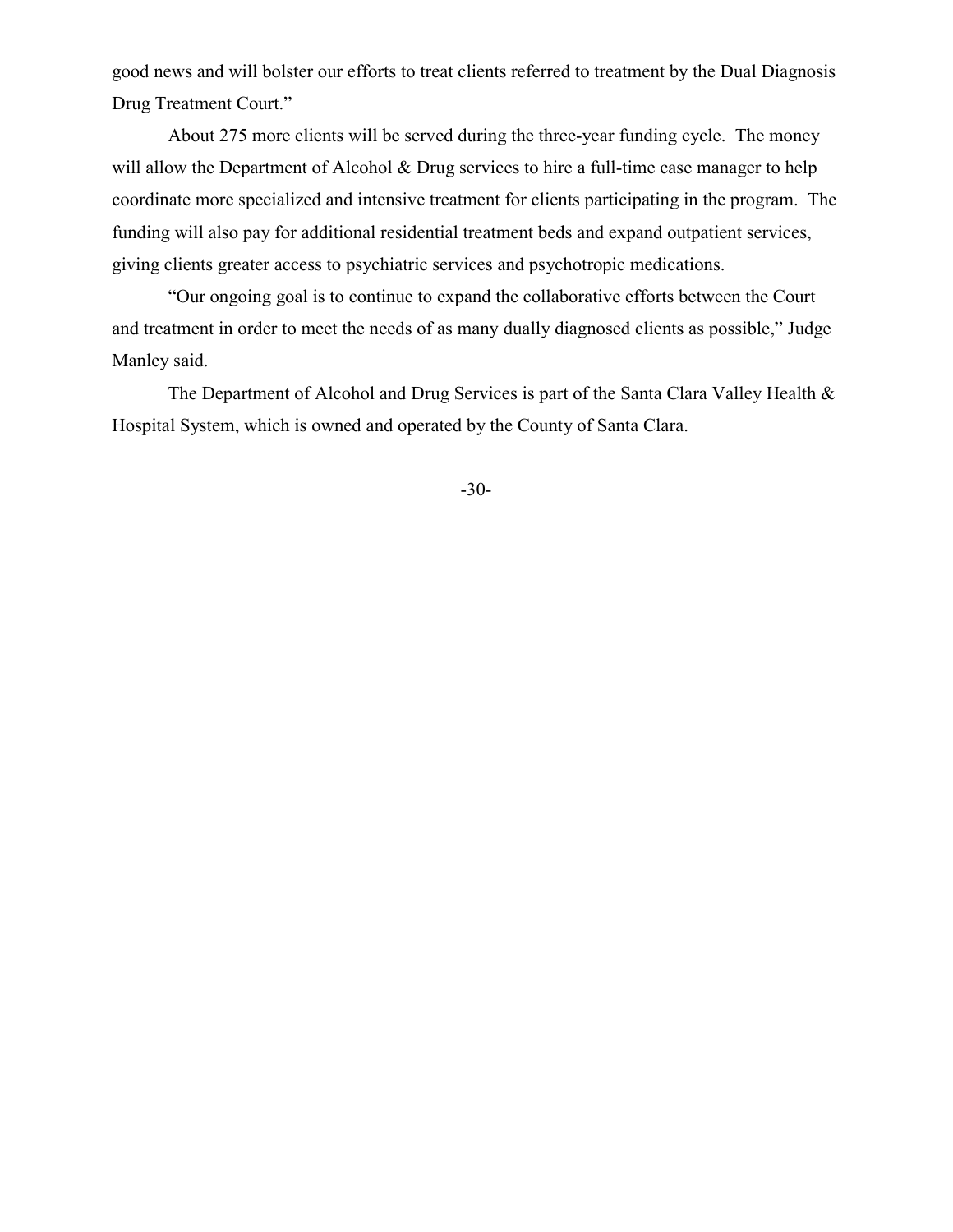good news and will bolster our efforts to treat clients referred to treatment by the Dual Diagnosis Drug Treatment Court."

About 275 more clients will be served during the three-year funding cycle. The money will allow the Department of Alcohol & Drug services to hire a full-time case manager to help coordinate more specialized and intensive treatment for clients participating in the program. The funding will also pay for additional residential treatment beds and expand outpatient services, giving clients greater access to psychiatric services and psychotropic medications.

"Our ongoing goal is to continue to expand the collaborative efforts between the Court and treatment in order to meet the needs of as many dually diagnosed clients as possible," Judge Manley said.

The Department of Alcohol and Drug Services is part of the Santa Clara Valley Health & Hospital System, which is owned and operated by the County of Santa Clara.

-30-